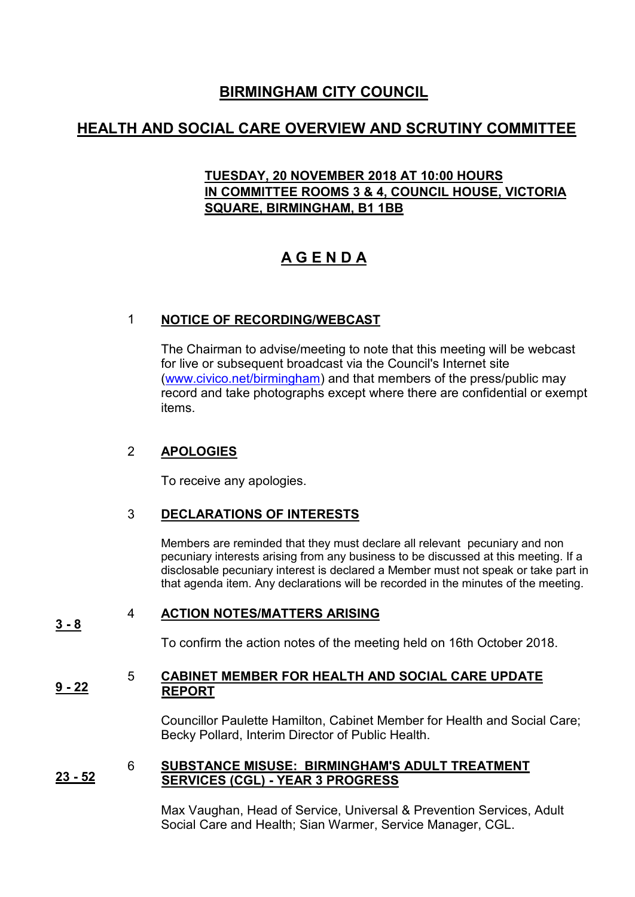# BIRMINGHAM CITY COUNCIL

## HEALTH AND SOCIAL CARE OVERVIEW AND SCRUTINY COMMITTEE

**TUESDAY, 20 NOVEMBER 2018 AT 10:00 HOURS**
**IN COMMITTEE ROOMS 3 & 4, COUNCIL HOUSE, VICTORIA SQUARE, BIRMINGHAM, B1 1BB**

# A G E N D A

### 1 NOTICE OF RECORDING/WEBCAST

The Chairman to advise/meeting to note that this meeting will be webcast for live or subsequent broadcast via the Council's Internet site (www.civico.net/birmingham) and that members of the press/public may record and take photographs except where there are confidential or exempt items.

### 2 APOLOGIES

To receive any apologies.

### 3 DECLARATIONS OF INTERESTS

Members are reminded that they must declare all relevant pecuniary and non pecuniary interests arising from any business to be discussed at this meeting. If a disclosable pecuniary interest is declared a Member must not speak or take part in that agenda item. Any declarations will be recorded in the minutes of the meeting.

### 4 ACTION NOTES/MATTERS ARISING

**3 - 8**

To confirm the action notes of the meeting held on 16th October 2018.

### 5 CABINET MEMBER FOR HEALTH AND SOCIAL CARE UPDATE REPORT

**9 - 22**

Councillor Paulette Hamilton, Cabinet Member for Health and Social Care; Becky Pollard, Interim Director of Public Health.

### 6 SUBSTANCE MISUSE: BIRMINGHAM'S ADULT TREATMENT SERVICES (CGL) - YEAR 3 PROGRESS

**23 - 52**

Max Vaughan, Head of Service, Universal & Prevention Services, Adult Social Care and Health; Sian Warmer, Service Manager, CGL.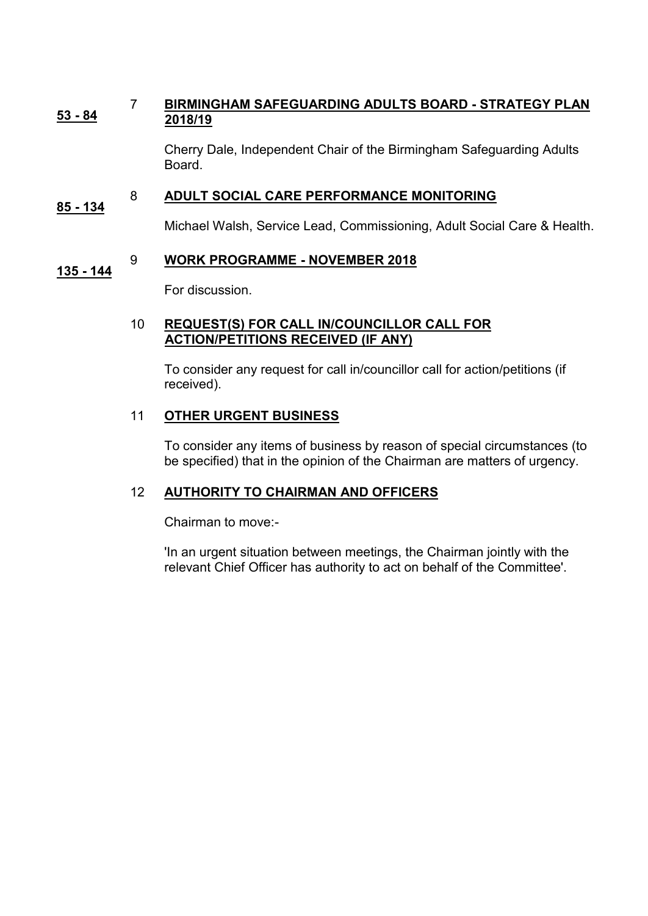**53 - 84**

7 **BIRMINGHAM SAFEGUARDING ADULTS BOARD - STRATEGY PLAN 2018/19**

Cherry Dale, Independent Chair of the Birmingham Safeguarding Adults Board.

**85 - 134**

8 **ADULT SOCIAL CARE PERFORMANCE MONITORING**

Michael Walsh, Service Lead, Commissioning, Adult Social Care & Health.

**135 - 144**

9 **WORK PROGRAMME - NOVEMBER 2018**

For discussion.

10 **REQUEST(S) FOR CALL IN/COUNCILLOR CALL FOR ACTION/PETITIONS RECEIVED (IF ANY)**

To consider any request for call in/councillor call for action/petitions (if received).

11 **OTHER URGENT BUSINESS**

To consider any items of business by reason of special circumstances (to be specified) that in the opinion of the Chairman are matters of urgency.

12 **AUTHORITY TO CHAIRMAN AND OFFICERS**

Chairman to move:-

'In an urgent situation between meetings, the Chairman jointly with the relevant Chief Officer has authority to act on behalf of the Committee'.